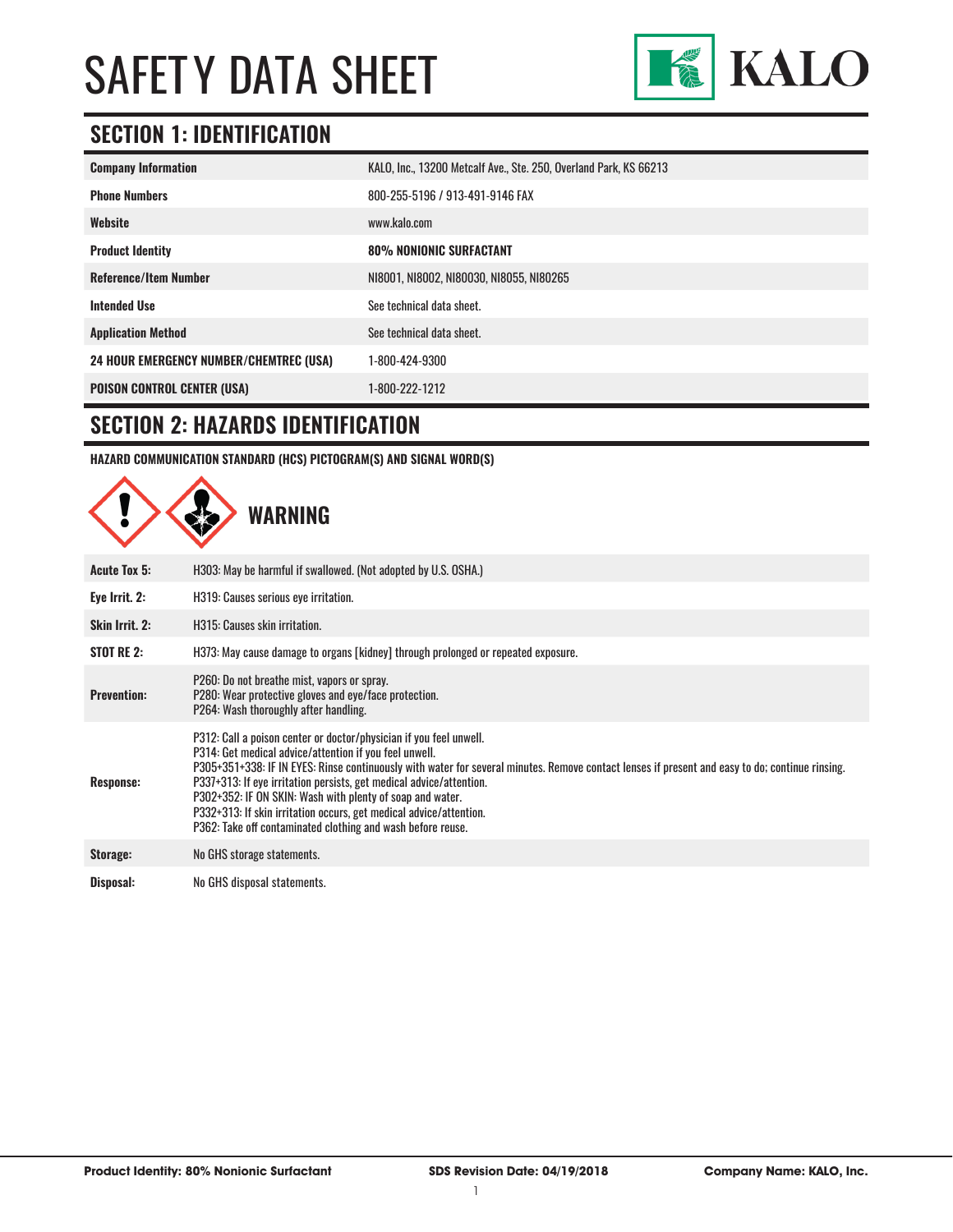# SAFETY DATA SHEET

KALO

## SECTION 1: IDENTIFICATION

| | |
|---|---|
| **Company Information** | KALO, Inc., 13200 Metcalf Ave., Ste. 250, Overland Park, KS 66213 |
| **Phone Numbers** | 800-255-5196 / 913-491-9146 FAX |
| **Website** | www.kalo.com |
| **Product Identity** | **80% NONIONIC SURFACTANT** |
| **Reference/Item Number** | NI8001, NI8002, NI80030, NI8055, NI80265 |
| **Intended Use** | See technical data sheet. |
| **Application Method** | See technical data sheet. |
| **24 HOUR EMERGENCY NUMBER/CHEMTREC (USA)** | 1-800-424-9300 |
| **POISON CONTROL CENTER (USA)** | 1-800-222-1212 |

## SECTION 2: HAZARDS IDENTIFICATION

**HAZARD COMMUNICATION STANDARD (HCS) PICTOGRAM(S) AND SIGNAL WORD(S)**

**WARNING**

| | |
|---|---|
| **Acute Tox 5:** | H303: May be harmful if swallowed. (Not adopted by U.S. OSHA.) |
| **Eye Irrit. 2:** | H319: Causes serious eye irritation. |
| **Skin Irrit. 2:** | H315: Causes skin irritation. |
| **STOT RE 2:** | H373: May cause damage to organs [kidney] through prolonged or repeated exposure. |
| **Prevention:** | P260: Do not breathe mist, vapors or spray.<br>P280: Wear protective gloves and eye/face protection.<br>P264: Wash thoroughly after handling. |
| **Response:** | P312: Call a poison center or doctor/physician if you feel unwell.<br>P314: Get medical advice/attention if you feel unwell.<br>P305+351+338: IF IN EYES: Rinse continuously with water for several minutes. Remove contact lenses if present and easy to do; continue rinsing.<br>P337+313: If eye irritation persists, get medical advice/attention.<br>P302+352: IF ON SKIN: Wash with plenty of soap and water.<br>P332+313: If skin irritation occurs, get medical advice/attention.<br>P362: Take off contaminated clothing and wash before reuse. |
| **Storage:** | No GHS storage statements. |
| **Disposal:** | No GHS disposal statements. |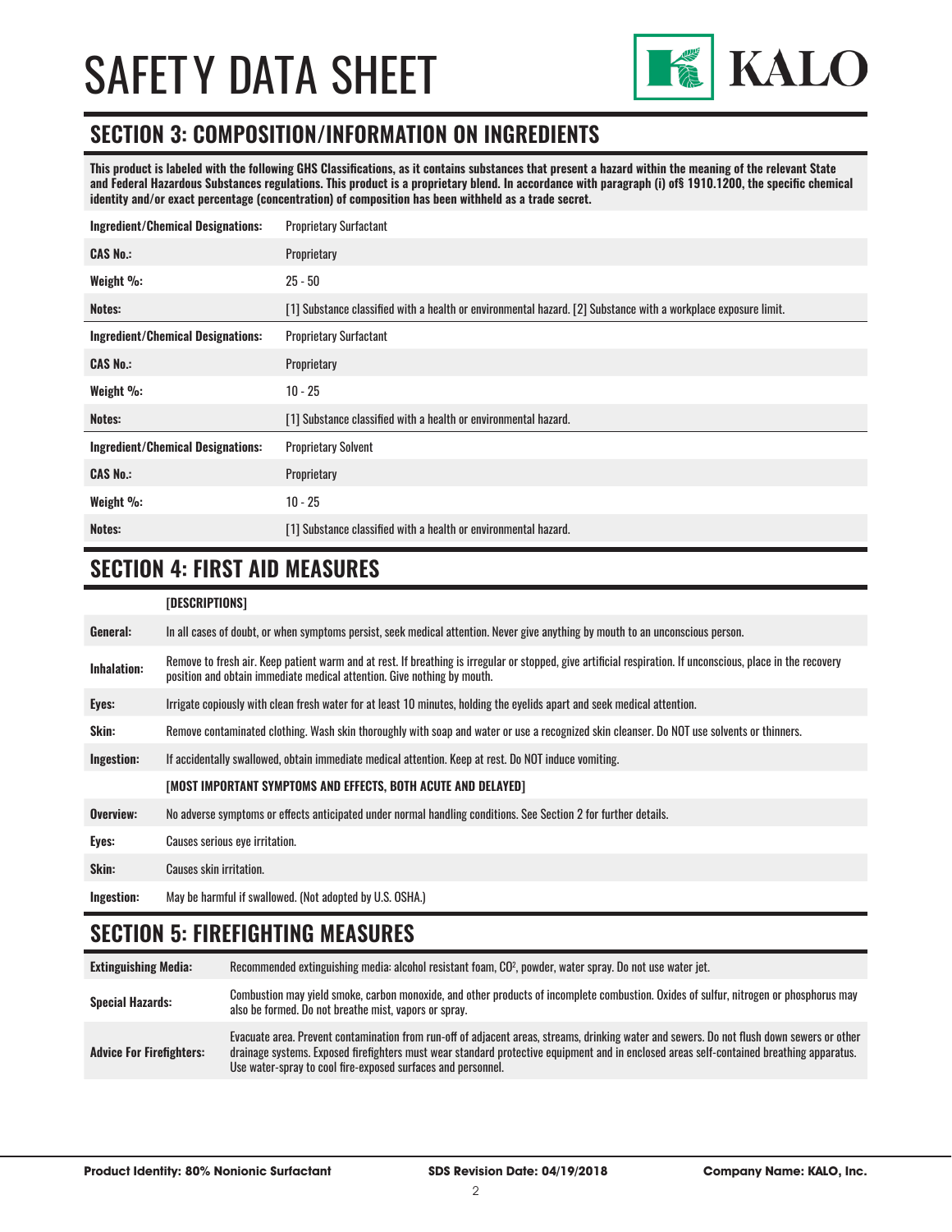# SAFETY DATA SHEET

## SECTION 3: COMPOSITION/INFORMATION ON INGREDIENTS

**This product is labeled with the following GHS Classifications, as it contains substances that present a hazard within the meaning of the relevant State and Federal Hazardous Substances regulations. This product is a proprietary blend. In accordance with paragraph (i) of§ 1910.1200, the specific chemical identity and/or exact percentage (concentration) of composition has been withheld as a trade secret.**

| | |
|---|---|
| **Ingredient/Chemical Designations:** | Proprietary Surfactant |
| **CAS No.:** | Proprietary |
| **Weight %:** | 25 - 50 |
| **Notes:** | [1] Substance classified with a health or environmental hazard. [2] Substance with a workplace exposure limit. |
| **Ingredient/Chemical Designations:** | Proprietary Surfactant |
| **CAS No.:** | Proprietary |
| **Weight %:** | 10 - 25 |
| **Notes:** | [1] Substance classified with a health or environmental hazard. |
| **Ingredient/Chemical Designations:** | Proprietary Solvent |
| **CAS No.:** | Proprietary |
| **Weight %:** | 10 - 25 |
| **Notes:** | [1] Substance classified with a health or environmental hazard. |

## SECTION 4: FIRST AID MEASURES

| | **[DESCRIPTIONS]** |
|---|---|
| **General:** | In all cases of doubt, or when symptoms persist, seek medical attention. Never give anything by mouth to an unconscious person. |
| **Inhalation:** | Remove to fresh air. Keep patient warm and at rest. If breathing is irregular or stopped, give artificial respiration. If unconscious, place in the recovery position and obtain immediate medical attention. Give nothing by mouth. |
| **Eyes:** | Irrigate copiously with clean fresh water for at least 10 minutes, holding the eyelids apart and seek medical attention. |
| **Skin:** | Remove contaminated clothing. Wash skin thoroughly with soap and water or use a recognized skin cleanser. Do NOT use solvents or thinners. |
| **Ingestion:** | If accidentally swallowed, obtain immediate medical attention. Keep at rest. Do NOT induce vomiting. |
| | **[MOST IMPORTANT SYMPTOMS AND EFFECTS, BOTH ACUTE AND DELAYED]** |
| **Overview:** | No adverse symptoms or effects anticipated under normal handling conditions. See Section 2 for further details. |
| **Eyes:** | Causes serious eye irritation. |
| **Skin:** | Causes skin irritation. |
| **Ingestion:** | May be harmful if swallowed. (Not adopted by U.S. OSHA.) |

## SECTION 5: FIREFIGHTING MEASURES

| | |
|---|---|
| **Extinguishing Media:** | Recommended extinguishing media: alcohol resistant foam, $CO^2$, powder, water spray. Do not use water jet. |
| **Special Hazards:** | Combustion may yield smoke, carbon monoxide, and other products of incomplete combustion. Oxides of sulfur, nitrogen or phosphorus may also be formed. Do not breathe mist, vapors or spray. |
| **Advice For Firefighters:** | Evacuate area. Prevent contamination from run-off of adjacent areas, streams, drinking water and sewers. Do not flush down sewers or other drainage systems. Exposed firefighters must wear standard protective equipment and in enclosed areas self-contained breathing apparatus. Use water-spray to cool fire-exposed surfaces and personnel. |

**Product Identity: 80% Nonionic Surfactant** | **SDS Revision Date: 04/19/2018** | **Company Name: KALO, Inc.**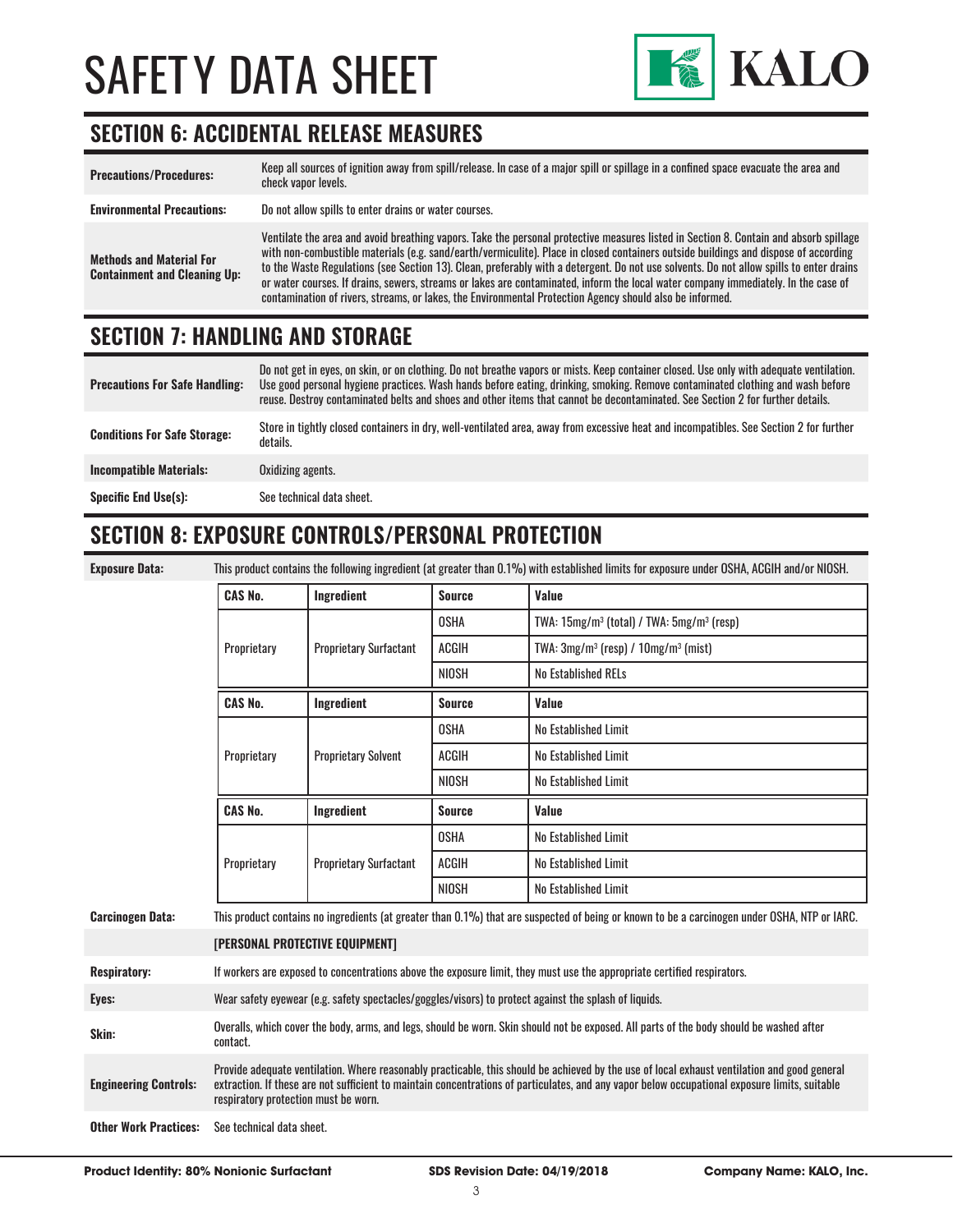# SAFETY DATA SHEET

KALO

## SECTION 6: ACCIDENTAL RELEASE MEASURES

| | |
|---|---|
| **Precautions/Procedures:** | Keep all sources of ignition away from spill/release. In case of a major spill or spillage in a confined space evacuate the area and check vapor levels. |
| **Environmental Precautions:** | Do not allow spills to enter drains or water courses. |
| **Methods and Material For Containment and Cleaning Up:** | Ventilate the area and avoid breathing vapors. Take the personal protective measures listed in Section 8. Contain and absorb spillage with non-combustible materials (e.g. sand/earth/vermiculite). Place in closed containers outside buildings and dispose of according to the Waste Regulations (see Section 13). Clean, preferably with a detergent. Do not use solvents. Do not allow spills to enter drains or water courses. If drains, sewers, streams or lakes are contaminated, inform the local water company immediately. In the case of contamination of rivers, streams, or lakes, the Environmental Protection Agency should also be informed. |

## SECTION 7: HANDLING AND STORAGE

| | |
|---|---|
| **Precautions For Safe Handling:** | Do not get in eyes, on skin, or on clothing. Do not breathe vapors or mists. Keep container closed. Use only with adequate ventilation. Use good personal hygiene practices. Wash hands before eating, drinking, smoking. Remove contaminated clothing and wash before reuse. Destroy contaminated belts and shoes and other items that cannot be decontaminated. See Section 2 for further details. |
| **Conditions For Safe Storage:** | Store in tightly closed containers in dry, well-ventilated area, away from excessive heat and incompatibles. See Section 2 for further details. |
| **Incompatible Materials:** | Oxidizing agents. |
| **Specific End Use(s):** | See technical data sheet. |

## SECTION 8: EXPOSURE CONTROLS/PERSONAL PROTECTION

**Exposure Data:** This product contains the following ingredient (at greater than 0.1%) with established limits for exposure under OSHA, ACGIH and/or NIOSH.

| CAS No. | Ingredient | Source | Value |
|---|---|---|---|
| Proprietary | Proprietary Surfactant | OSHA | TWA: 15mg/m³ (total) / TWA: 5mg/m³ (resp) |
| | | ACGIH | TWA: 3mg/m³ (resp) / 10mg/m³ (mist) |
| | | NIOSH | No Established RELs |

| CAS No. | Ingredient | Source | Value |
|---|---|---|---|
| Proprietary | Proprietary Solvent | OSHA | No Established Limit |
| | | ACGIH | No Established Limit |
| | | NIOSH | No Established Limit |

| CAS No. | Ingredient | Source | Value |
|---|---|---|---|
| Proprietary | Proprietary Surfactant | OSHA | No Established Limit |
| | | ACGIH | No Established Limit |
| | | NIOSH | No Established Limit |

**Carcinogen Data:** This product contains no ingredients (at greater than 0.1%) that are suspected of being or known to be a carcinogen under OSHA, NTP or IARC.

**[PERSONAL PROTECTIVE EQUIPMENT]**

| | |
|---|---|
| **Respiratory:** | If workers are exposed to concentrations above the exposure limit, they must use the appropriate certified respirators. |
| **Eyes:** | Wear safety eyewear (e.g. safety spectacles/goggles/visors) to protect against the splash of liquids. |
| **Skin:** | Overalls, which cover the body, arms, and legs, should be worn. Skin should not be exposed. All parts of the body should be washed after contact. |
| **Engineering Controls:** | Provide adequate ventilation. Where reasonably practicable, this should be achieved by the use of local exhaust ventilation and good general extraction. If these are not sufficient to maintain concentrations of particulates, and any vapor below occupational exposure limits, suitable respiratory protection must be worn. |
| **Other Work Practices:** | See technical data sheet. |

**Product Identity: 80% Nonionic Surfactant** **SDS Revision Date: 04/19/2018** **Company Name: KALO, Inc.**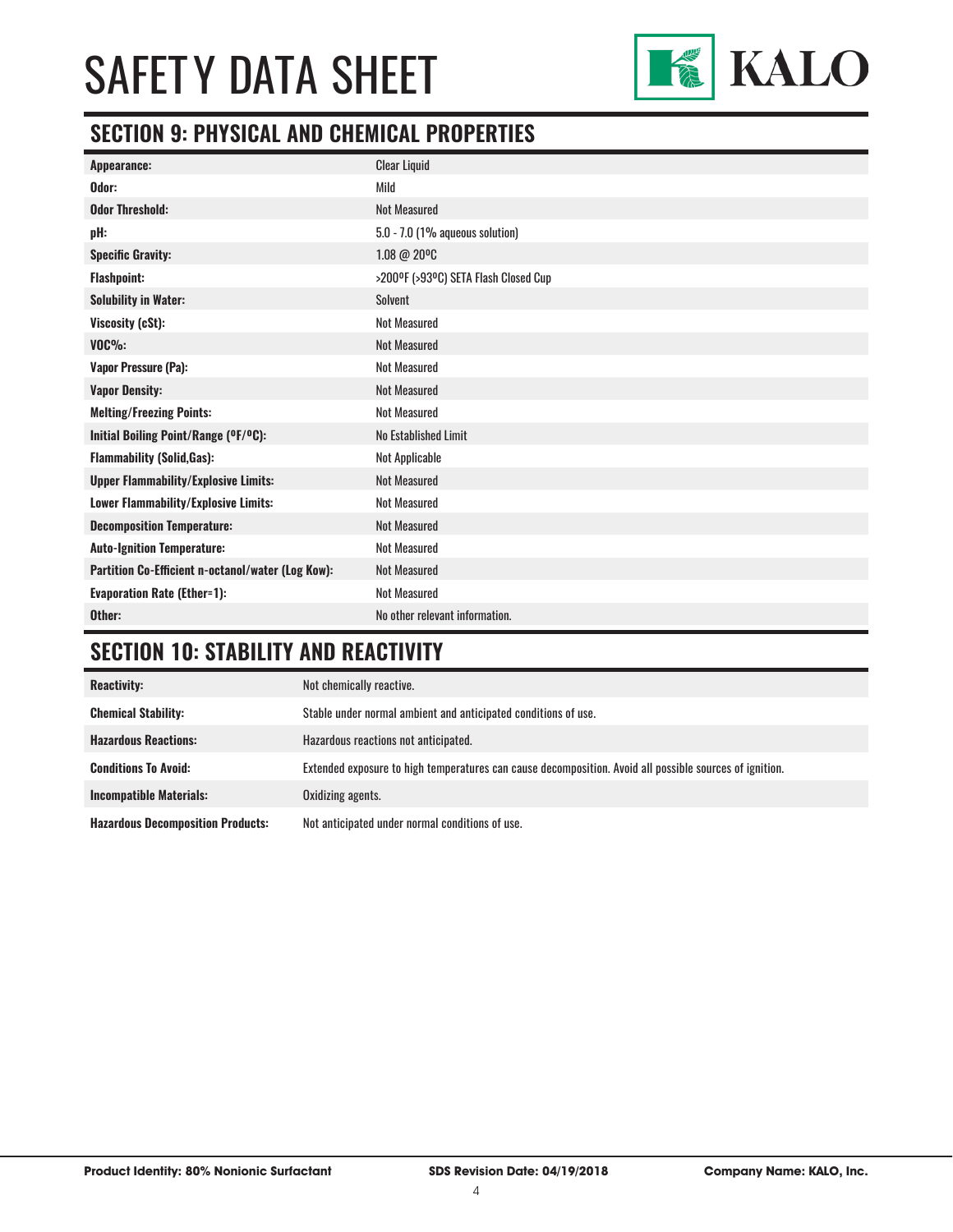## SECTION 9: PHYSICAL AND CHEMICAL PROPERTIES

| | |
|---|---|
| **Appearance:** | Clear Liquid |
| **Odor:** | Mild |
| **Odor Threshold:** | Not Measured |
| **pH:** | 5.0 - 7.0 (1% aqueous solution) |
| **Specific Gravity:** | 1.08 @ 20ºC |
| **Flashpoint:** | >200ºF (>93ºC) SETA Flash Closed Cup |
| **Solubility in Water:** | Solvent |
| **Viscosity (cSt):** | Not Measured |
| **VOC%:** | Not Measured |
| **Vapor Pressure (Pa):** | Not Measured |
| **Vapor Density:** | Not Measured |
| **Melting/Freezing Points:** | Not Measured |
| **Initial Boiling Point/Range (ºF/ºC):** | No Established Limit |
| **Flammability (Solid,Gas):** | Not Applicable |
| **Upper Flammability/Explosive Limits:** | Not Measured |
| **Lower Flammability/Explosive Limits:** | Not Measured |
| **Decomposition Temperature:** | Not Measured |
| **Auto-Ignition Temperature:** | Not Measured |
| **Partition Co-Efficient n-octanol/water (Log Kow):** | Not Measured |
| **Evaporation Rate (Ether=1):** | Not Measured |
| **Other:** | No other relevant information. |

## SECTION 10: STABILITY AND REACTIVITY

| | |
|---|---|
| **Reactivity:** | Not chemically reactive. |
| **Chemical Stability:** | Stable under normal ambient and anticipated conditions of use. |
| **Hazardous Reactions:** | Hazardous reactions not anticipated. |
| **Conditions To Avoid:** | Extended exposure to high temperatures can cause decomposition. Avoid all possible sources of ignition. |
| **Incompatible Materials:** | Oxidizing agents. |
| **Hazardous Decomposition Products:** | Not anticipated under normal conditions of use. |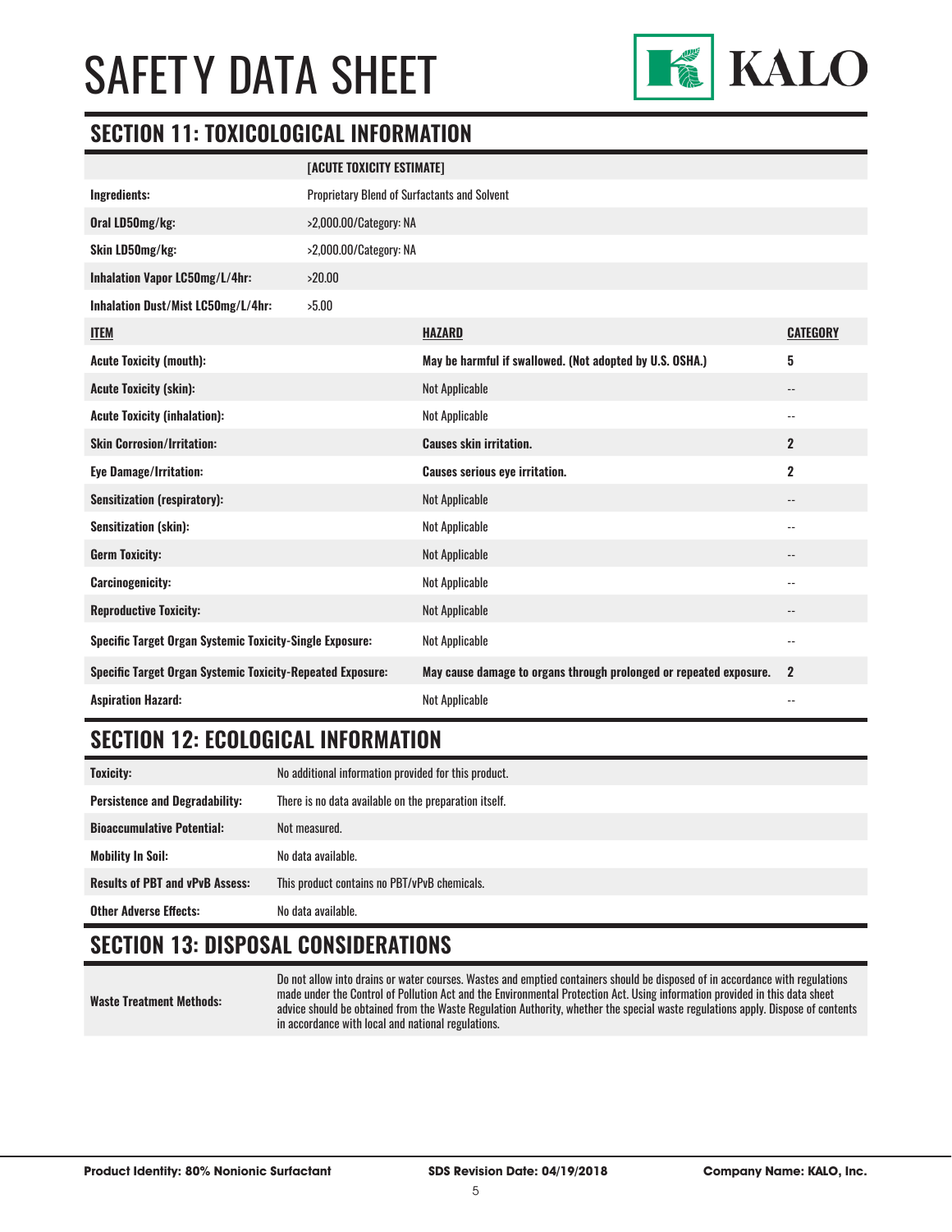## SECTION 11: TOXICOLOGICAL INFORMATION

| | [ACUTE TOXICITY ESTIMATE] |
|---|---|
| **Ingredients:** | Proprietary Blend of Surfactants and Solvent |
| **Oral LD50mg/kg:** | >2,000.00/Category: NA |
| **Skin LD50mg/kg:** | >2,000.00/Category: NA |
| **Inhalation Vapor LC50mg/L/4hr:** | >20.00 |
| **Inhalation Dust/Mist LC50mg/L/4hr:** | >5.00 |

| ITEM | HAZARD | CATEGORY |
|---|---|---|
| **Acute Toxicity (mouth):** | **May be harmful if swallowed. (Not adopted by U.S. OSHA.)** | **5** |
| **Acute Toxicity (skin):** | Not Applicable | -- |
| **Acute Toxicity (inhalation):** | Not Applicable | -- |
| **Skin Corrosion/Irritation:** | **Causes skin irritation.** | **2** |
| **Eye Damage/Irritation:** | **Causes serious eye irritation.** | **2** |
| **Sensitization (respiratory):** | Not Applicable | -- |
| **Sensitization (skin):** | Not Applicable | -- |
| **Germ Toxicity:** | Not Applicable | -- |
| **Carcinogenicity:** | Not Applicable | -- |
| **Reproductive Toxicity:** | Not Applicable | -- |
| **Specific Target Organ Systemic Toxicity-Single Exposure:** | Not Applicable | -- |
| **Specific Target Organ Systemic Toxicity-Repeated Exposure:** | **May cause damage to organs through prolonged or repeated exposure.** | **2** |
| **Aspiration Hazard:** | Not Applicable | -- |

## SECTION 12: ECOLOGICAL INFORMATION

| | |
|---|---|
| **Toxicity:** | No additional information provided for this product. |
| **Persistence and Degradability:** | There is no data available on the preparation itself. |
| **Bioaccumulative Potential:** | Not measured. |
| **Mobility In Soil:** | No data available. |
| **Results of PBT and vPvB Assess:** | This product contains no PBT/vPvB chemicals. |
| **Other Adverse Effects:** | No data available. |

## SECTION 13: DISPOSAL CONSIDERATIONS

| | |
|---|---|
| **Waste Treatment Methods:** | Do not allow into drains or water courses. Wastes and emptied containers should be disposed of in accordance with regulations made under the Control of Pollution Act and the Environmental Protection Act. Using information provided in this data sheet advice should be obtained from the Waste Regulation Authority, whether the special waste regulations apply. Dispose of contents in accordance with local and national regulations. |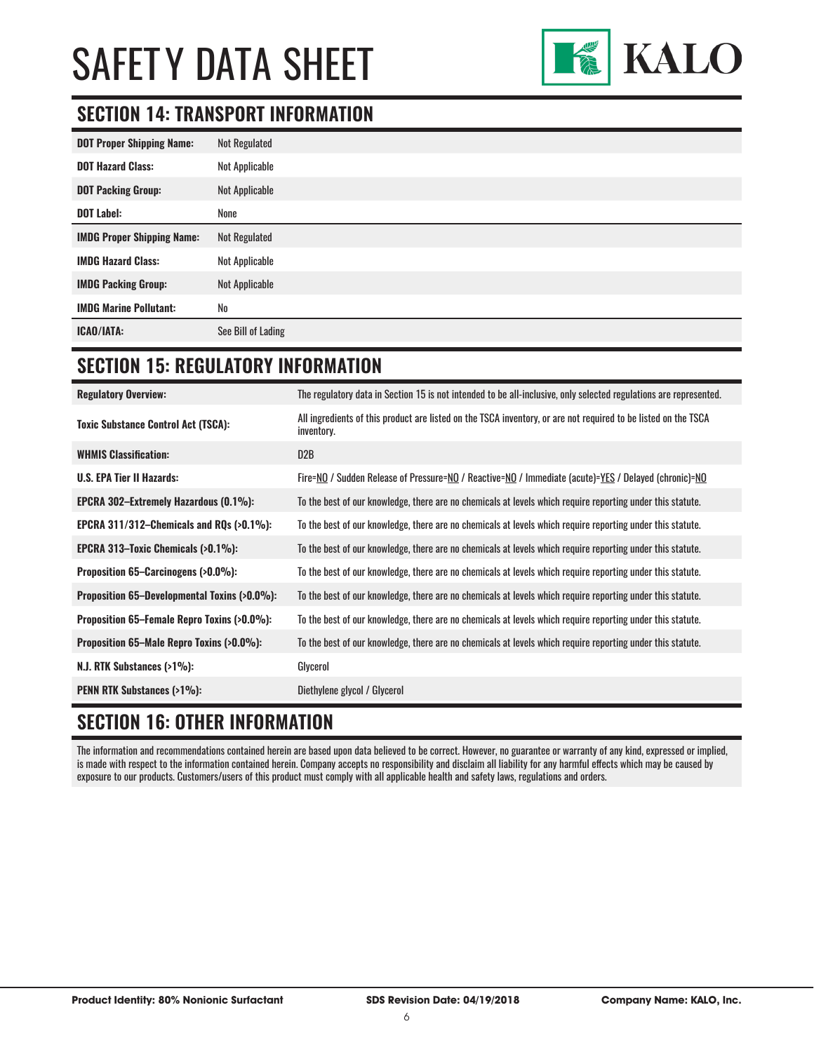# SAFETY DATA SHEET

## SECTION 14: TRANSPORT INFORMATION

| | |
|---|---|
| **DOT Proper Shipping Name:** | Not Regulated |
| **DOT Hazard Class:** | Not Applicable |
| **DOT Packing Group:** | Not Applicable |
| **DOT Label:** | None |
| **IMDG Proper Shipping Name:** | Not Regulated |
| **IMDG Hazard Class:** | Not Applicable |
| **IMDG Packing Group:** | Not Applicable |
| **IMDG Marine Pollutant:** | No |
| **ICAO/IATA:** | See Bill of Lading |

## SECTION 15: REGULATORY INFORMATION

| | |
|---|---|
| **Regulatory Overview:** | The regulatory data in Section 15 is not intended to be all-inclusive, only selected regulations are represented. |
| **Toxic Substance Control Act (TSCA):** | All ingredients of this product are listed on the TSCA inventory, or are not required to be listed on the TSCA inventory. |
| **WHMIS Classification:** | D2B |
| **U.S. EPA Tier II Hazards:** | Fire=NO / Sudden Release of Pressure=NO / Reactive=NO / Immediate (acute)=YES / Delayed (chronic)=NO |
| **EPCRA 302–Extremely Hazardous (0.1%):** | To the best of our knowledge, there are no chemicals at levels which require reporting under this statute. |
| **EPCRA 311/312–Chemicals and RQs (>0.1%):** | To the best of our knowledge, there are no chemicals at levels which require reporting under this statute. |
| **EPCRA 313–Toxic Chemicals (>0.1%):** | To the best of our knowledge, there are no chemicals at levels which require reporting under this statute. |
| **Proposition 65–Carcinogens (>0.0%):** | To the best of our knowledge, there are no chemicals at levels which require reporting under this statute. |
| **Proposition 65–Developmental Toxins (>0.0%):** | To the best of our knowledge, there are no chemicals at levels which require reporting under this statute. |
| **Proposition 65–Female Repro Toxins (>0.0%):** | To the best of our knowledge, there are no chemicals at levels which require reporting under this statute. |
| **Proposition 65–Male Repro Toxins (>0.0%):** | To the best of our knowledge, there are no chemicals at levels which require reporting under this statute. |
| **N.J. RTK Substances (>1%):** | Glycerol |
| **PENN RTK Substances (>1%):** | Diethylene glycol / Glycerol |

## SECTION 16: OTHER INFORMATION

The information and recommendations contained herein are based upon data believed to be correct. However, no guarantee or warranty of any kind, expressed or implied, is made with respect to the information contained herein. Company accepts no responsibility and disclaim all liability for any harmful effects which may be caused by exposure to our products. Customers/users of this product must comply with all applicable health and safety laws, regulations and orders.